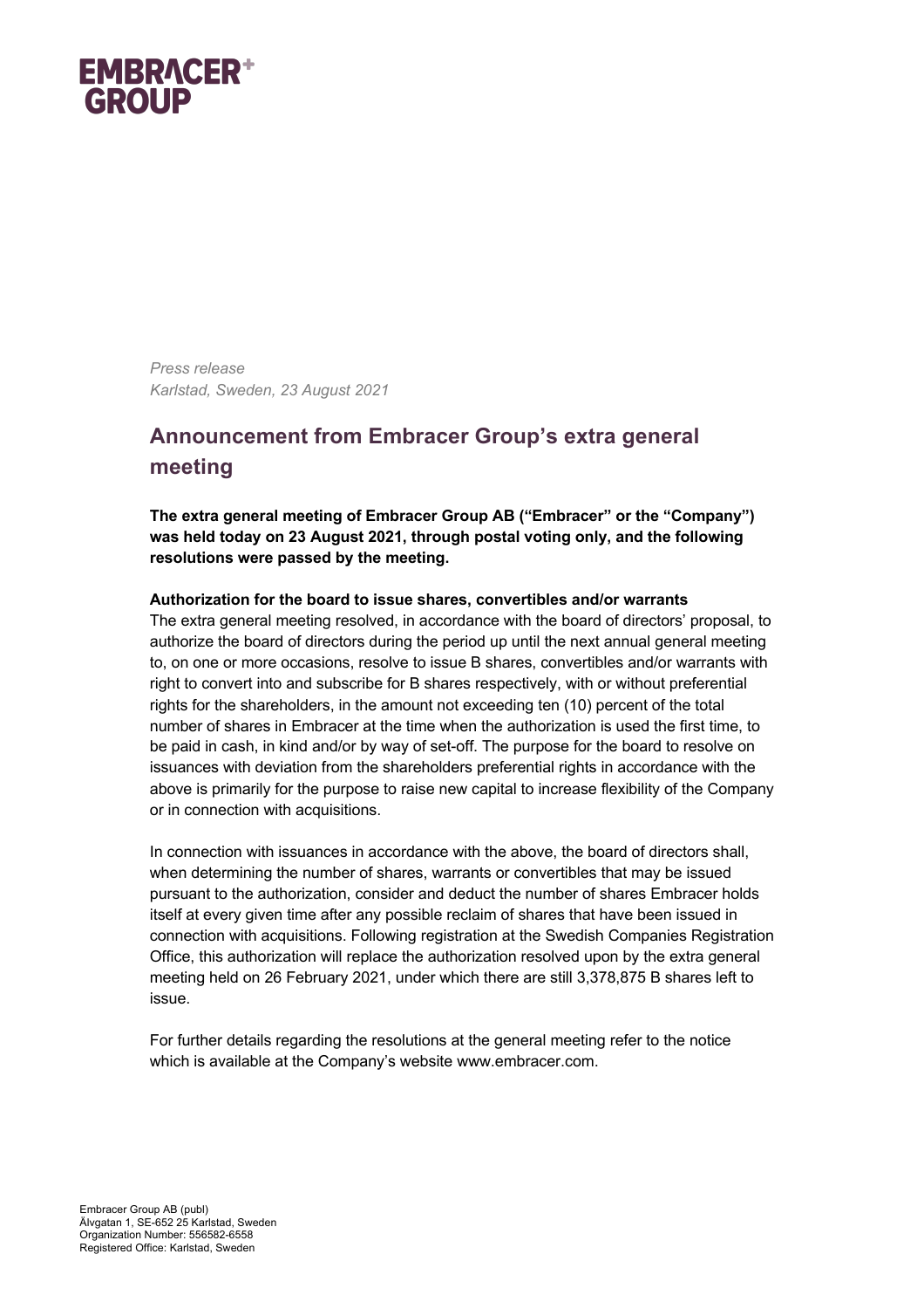EMBRACER GROUP

*Press release*
*Karlstad, Sweden, 23 August 2021*

# Announcement from Embracer Group's extra general meeting

**The extra general meeting of Embracer Group AB ("Embracer" or the "Company") was held today on 23 August 2021, through postal voting only, and the following resolutions were passed by the meeting.**

**Authorization for the board to issue shares, convertibles and/or warrants**

The extra general meeting resolved, in accordance with the board of directors' proposal, to authorize the board of directors during the period up until the next annual general meeting to, on one or more occasions, resolve to issue B shares, convertibles and/or warrants with right to convert into and subscribe for B shares respectively, with or without preferential rights for the shareholders, in the amount not exceeding ten (10) percent of the total number of shares in Embracer at the time when the authorization is used the first time, to be paid in cash, in kind and/or by way of set-off. The purpose for the board to resolve on issuances with deviation from the shareholders preferential rights in accordance with the above is primarily for the purpose to raise new capital to increase flexibility of the Company or in connection with acquisitions.

In connection with issuances in accordance with the above, the board of directors shall, when determining the number of shares, warrants or convertibles that may be issued pursuant to the authorization, consider and deduct the number of shares Embracer holds itself at every given time after any possible reclaim of shares that have been issued in connection with acquisitions. Following registration at the Swedish Companies Registration Office, this authorization will replace the authorization resolved upon by the extra general meeting held on 26 February 2021, under which there are still 3,378,875 B shares left to issue.

For further details regarding the resolutions at the general meeting refer to the notice which is available at the Company's website www.embracer.com.

Embracer Group AB (publ)
Älvgatan 1, SE-652 25 Karlstad, Sweden
Organization Number: 556582-6558
Registered Office: Karlstad, Sweden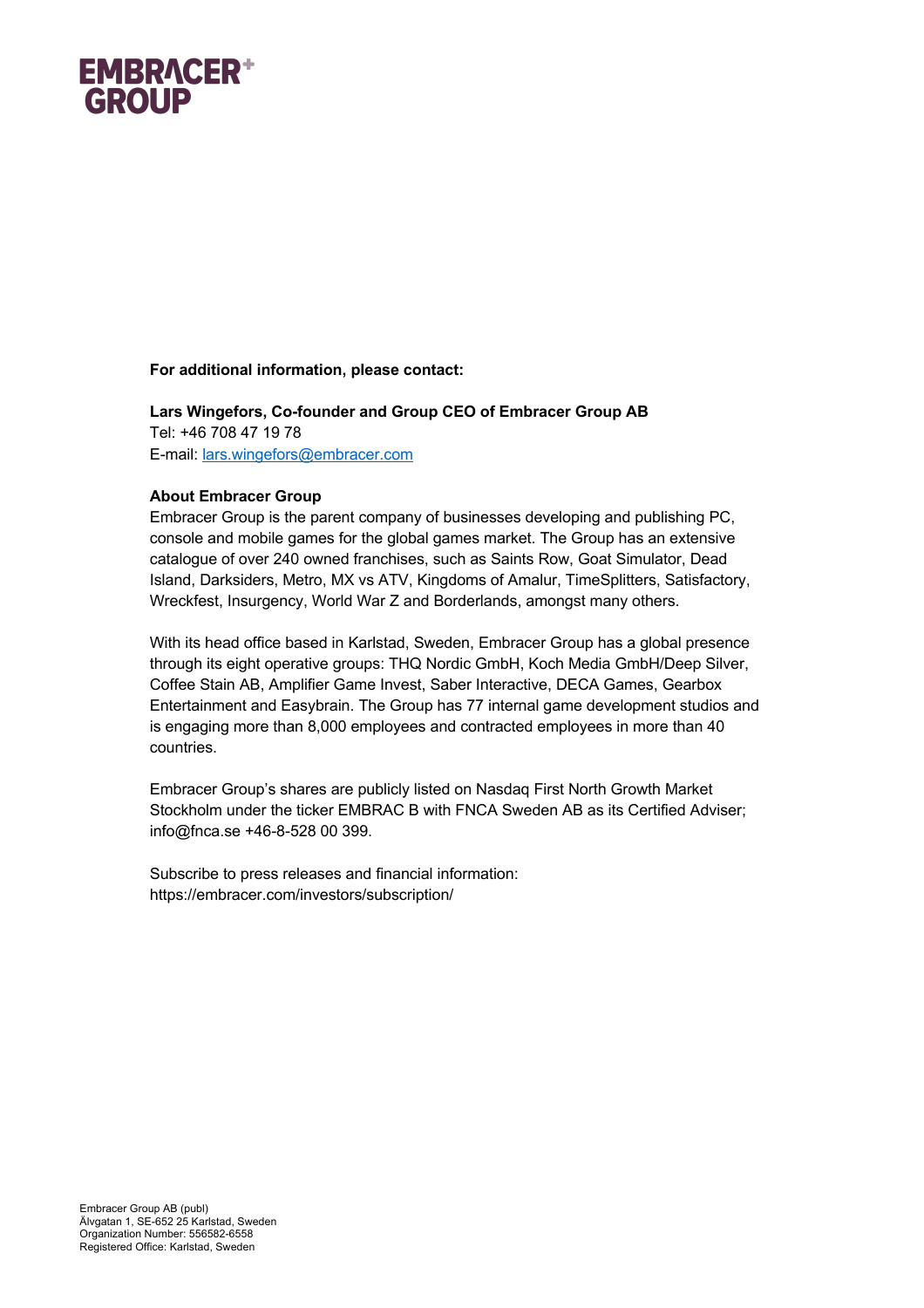**For additional information, please contact:**

**Lars Wingefors, Co-founder and Group CEO of Embracer Group AB**
Tel: +46 708 47 19 78
E-mail: lars.wingefors@embracer.com

**About Embracer Group**
Embracer Group is the parent company of businesses developing and publishing PC, console and mobile games for the global games market. The Group has an extensive catalogue of over 240 owned franchises, such as Saints Row, Goat Simulator, Dead Island, Darksiders, Metro, MX vs ATV, Kingdoms of Amalur, TimeSplitters, Satisfactory, Wreckfest, Insurgency, World War Z and Borderlands, amongst many others.

With its head office based in Karlstad, Sweden, Embracer Group has a global presence through its eight operative groups: THQ Nordic GmbH, Koch Media GmbH/Deep Silver, Coffee Stain AB, Amplifier Game Invest, Saber Interactive, DECA Games, Gearbox Entertainment and Easybrain. The Group has 77 internal game development studios and is engaging more than 8,000 employees and contracted employees in more than 40 countries.

Embracer Group's shares are publicly listed on Nasdaq First North Growth Market Stockholm under the ticker EMBRAC B with FNCA Sweden AB as its Certified Adviser; info@fnca.se +46-8-528 00 399.

Subscribe to press releases and financial information:
https://embracer.com/investors/subscription/

Embracer Group AB (publ)
Älvgatan 1, SE-652 25 Karlstad, Sweden
Organization Number: 556582-6558
Registered Office: Karlstad, Sweden